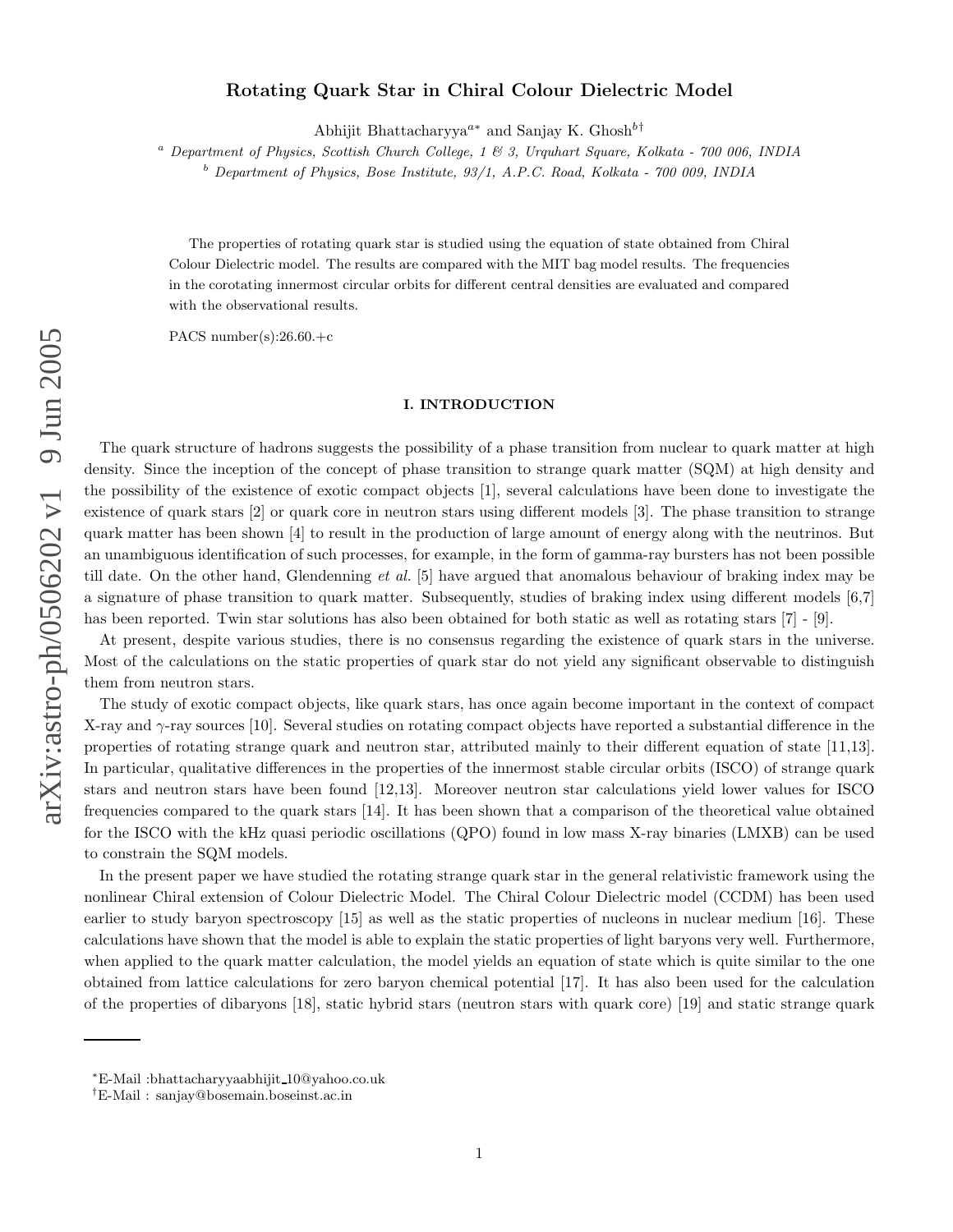# Rotating Quark Star in Chiral Colour Dielectric Model

Abhijit Bhattacharyya[a*] and Sanjay K. Ghosh[b†]

[a] *Department of Physics, Scottish Church College, 1 & 3, Urquhart Square, Kolkata - 700 006, INDIA*

[b] *Department of Physics, Bose Institute, 93/1, A.P.C. Road, Kolkata - 700 009, INDIA*

The properties of rotating quark star is studied using the equation of state obtained from Chiral Colour Dielectric model. The results are compared with the MIT bag model results. The frequencies in the corotating innermost circular orbits for different central densities are evaluated and compared with the observational results.

PACS number(s):26.60.+c

## I. INTRODUCTION

The quark structure of hadrons suggests the possibility of a phase transition from nuclear to quark matter at high density. Since the inception of the concept of phase transition to strange quark matter (SQM) at high density and the possibility of the existence of exotic compact objects [1], several calculations have been done to investigate the existence of quark stars [2] or quark core in neutron stars using different models [3]. The phase transition to strange quark matter has been shown [4] to result in the production of large amount of energy along with the neutrinos. But an unambiguous identification of such processes, for example, in the form of gamma-ray bursters has not been possible till date. On the other hand, Glendenning *et al.* [5] have argued that anomalous behaviour of braking index may be a signature of phase transition to quark matter. Subsequently, studies of braking index using different models [6,7] has been reported. Twin star solutions has also been obtained for both static as well as rotating stars [7] - [9].

At present, despite various studies, there is no consensus regarding the existence of quark stars in the universe. Most of the calculations on the static properties of quark star do not yield any significant observable to distinguish them from neutron stars.

The study of exotic compact objects, like quark stars, has once again become important in the context of compact X-ray and $\gamma$-ray sources [10]. Several studies on rotating compact objects have reported a substantial difference in the properties of rotating strange quark and neutron star, attributed mainly to their different equation of state [11,13]. In particular, qualitative differences in the properties of the innermost stable circular orbits (ISCO) of strange quark stars and neutron stars have been found [12,13]. Moreover neutron star calculations yield lower values for ISCO frequencies compared to the quark stars [14]. It has been shown that a comparison of the theoretical value obtained for the ISCO with the kHz quasi periodic oscillations (QPO) found in low mass X-ray binaries (LMXB) can be used to constrain the SQM models.

In the present paper we have studied the rotating strange quark star in the general relativistic framework using the nonlinear Chiral extension of Colour Dielectric Model. The Chiral Colour Dielectric model (CCDM) has been used earlier to study baryon spectroscopy [15] as well as the static properties of nucleons in nuclear medium [16]. These calculations have shown that the model is able to explain the static properties of light baryons very well. Furthermore, when applied to the quark matter calculation, the model yields an equation of state which is quite similar to the one obtained from lattice calculations for zero baryon chemical potential [17]. It has also been used for the calculation of the properties of dibaryons [18], static hybrid stars (neutron stars with quark core) [19] and static strange quark

---

*E-Mail :bhattacharyyaabhijit_10@yahoo.co.uk

†E-Mail : sanjay@bosemain.boseinst.ac.in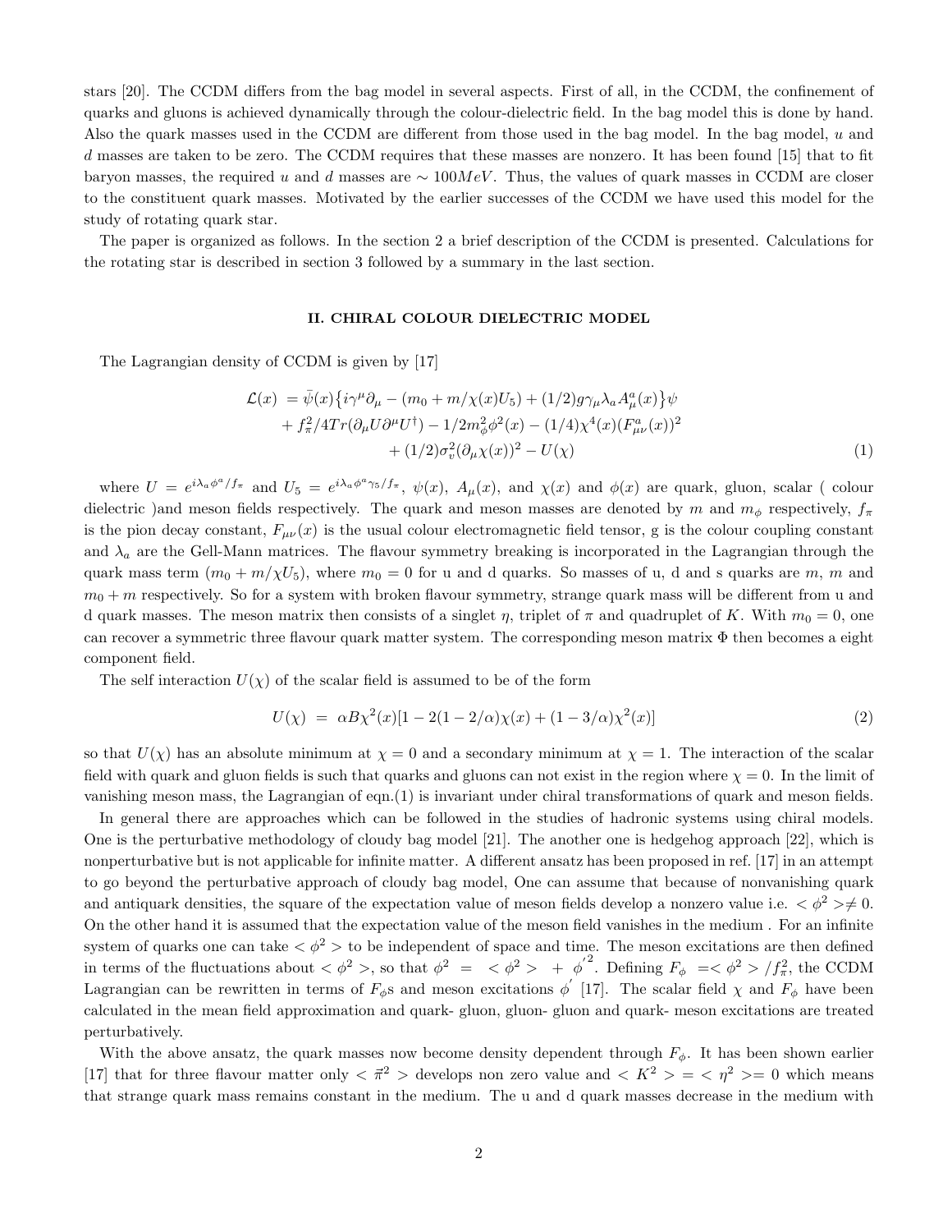stars [20]. The CCDM differs from the bag model in several aspects. First of all, in the CCDM, the confinement of quarks and gluons is achieved dynamically through the colour-dielectric field. In the bag model this is done by hand. Also the quark masses used in the CCDM are different from those used in the bag model. In the bag model, $u$ and $d$ masses are taken to be zero. The CCDM requires that these masses are nonzero. It has been found [15] that to fit baryon masses, the required $u$ and $d$ masses are $\sim 100 MeV$. Thus, the values of quark masses in CCDM are closer to the constituent quark masses. Motivated by the earlier successes of the CCDM we have used this model for the study of rotating quark star.

The paper is organized as follows. In the section 2 a brief description of the CCDM is presented. Calculations for the rotating star is described in section 3 followed by a summary in the last section.

## II. CHIRAL COLOUR DIELECTRIC MODEL

The Lagrangian density of CCDM is given by [17]

$$
\begin{aligned}
\mathcal{L}(x) \;&= \bar{\psi}(x)\big\{i\gamma^{\mu}\partial_{\mu} - (m_0 + m/\chi(x)U_5) + (1/2)g\gamma_{\mu}\lambda_a A^a_{\mu}(x)\big\}\psi \\
&+ f_\pi^2/4Tr(\partial_\mu U \partial^\mu U^\dagger) - 1/2m_\phi^2\phi^2(x) - (1/4)\chi^4(x)(F^a_{\mu\nu}(x))^2 \\
&+ (1/2)\sigma_v^2(\partial_\mu\chi(x))^2 - U(\chi)
\end{aligned}
\tag{1}
$$

where $U = e^{i\lambda_a\phi^a/f_\pi}$ and $U_5 = e^{i\lambda_a\phi^a\gamma_5/f_\pi}$, $\psi(x)$, $A_\mu(x)$, and $\chi(x)$ and $\phi(x)$ are quark, gluon, scalar ( colour dielectric )and meson fields respectively. The quark and meson masses are denoted by $m$ and $m_\phi$ respectively, $f_\pi$ is the pion decay constant, $F_{\mu\nu}(x)$ is the usual colour electromagnetic field tensor, g is the colour coupling constant and $\lambda_a$ are the Gell-Mann matrices. The flavour symmetry breaking is incorporated in the Lagrangian through the quark mass term $(m_0 + m/\chi U_5)$, where $m_0 = 0$ for u and d quarks. So masses of u, d and s quarks are $m$, $m$ and $m_0 + m$ respectively. So for a system with broken flavour symmetry, strange quark mass will be different from u and d quark masses. The meson matrix then consists of a singlet $\eta$, triplet of $\pi$ and quadruplet of $K$. With $m_0 = 0$, one can recover a symmetric three flavour quark matter system. The corresponding meson matrix $\Phi$ then becomes a eight component field.

The self interaction $U(\chi)$ of the scalar field is assumed to be of the form

$$
U(\chi) \;=\; \alpha B\chi^2(x)[1 - 2(1-2/\alpha)\chi(x) + (1-3/\alpha)\chi^2(x)]
\tag{2}
$$

so that $U(\chi)$ has an absolute minimum at $\chi = 0$ and a secondary minimum at $\chi = 1$. The interaction of the scalar field with quark and gluon fields is such that quarks and gluons can not exist in the region where $\chi = 0$. In the limit of vanishing meson mass, the Lagrangian of eqn.(1) is invariant under chiral transformations of quark and meson fields.

In general there are approaches which can be followed in the studies of hadronic systems using chiral models. One is the perturbative methodology of cloudy bag model [21]. The another one is hedgehog approach [22], which is nonperturbative but is not applicable for infinite matter. A different ansatz has been proposed in ref. [17] in an attempt to go beyond the perturbative approach of cloudy bag model, One can assume that because of nonvanishing quark and antiquark densities, the square of the expectation value of meson fields develop a nonzero value i.e. $<\phi^2>\neq 0$. On the other hand it is assumed that the expectation value of the meson field vanishes in the medium . For an infinite system of quarks one can take $<\phi^2>$ to be independent of space and time. The meson excitations are then defined in terms of the fluctuations about $<\phi^2>$, so that $\phi^2 \;=\; <\phi^2> \;+\; \phi^{'2}$. Defining $F_\phi \;=<\phi^2>/f_\pi^2$, the CCDM Lagrangian can be rewritten in terms of $F_\phi$s and meson excitations $\phi^{'}$ [17]. The scalar field $\chi$ and $F_\phi$ have been calculated in the mean field approximation and quark- gluon, gluon- gluon and quark- meson excitations are treated perturbatively.

With the above ansatz, the quark masses now become density dependent through $F_\phi$. It has been shown earlier [17] that for three flavour matter only $<\vec{\pi}^2>$ develops non zero value and $<K^2>=<\eta^2>=0$ which means that strange quark mass remains constant in the medium. The u and d quark masses decrease in the medium with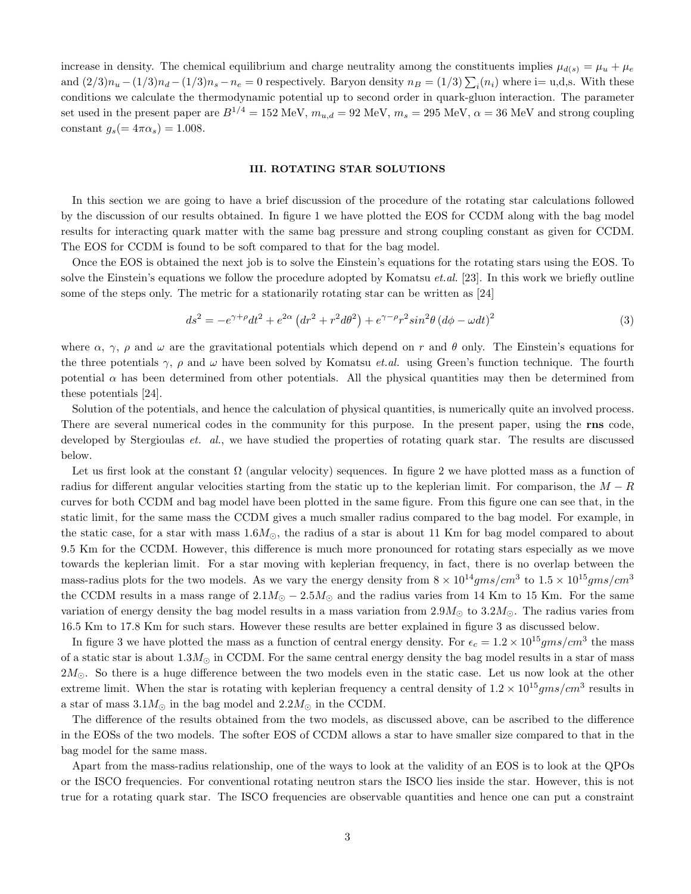increase in density. The chemical equilibrium and charge neutrality among the constituents implies $\mu_{d(s)} = \mu_u + \mu_e$ and $(2/3)n_u - (1/3)n_d - (1/3)n_s - n_e = 0$ respectively. Baryon density $n_B = (1/3)\sum_i(n_i)$ where i= u,d,s. With these conditions we calculate the thermodynamic potential up to second order in quark-gluon interaction. The parameter set used in the present paper are $B^{1/4} = 152$ MeV, $m_{u,d} = 92$ MeV, $m_s = 295$ MeV, $\alpha = 36$ MeV and strong coupling constant $g_s(= 4\pi\alpha_s) = 1.008$.

## III. ROTATING STAR SOLUTIONS

In this section we are going to have a brief discussion of the procedure of the rotating star calculations followed by the discussion of our results obtained. In figure 1 we have plotted the EOS for CCDM along with the bag model results for interacting quark matter with the same bag pressure and strong coupling constant as given for CCDM. The EOS for CCDM is found to be soft compared to that for the bag model.

Once the EOS is obtained the next job is to solve the Einstein's equations for the rotating stars using the EOS. To solve the Einstein's equations we follow the procedure adopted by Komatsu *et.al.* [23]. In this work we briefly outline some of the steps only. The metric for a stationarily rotating star can be written as [24]

$$ds^2 = -e^{\gamma+\rho}dt^2 + e^{2\alpha}\left(dr^2 + r^2 d\theta^2\right) + e^{\gamma-\rho}r^2 sin^2\theta\left(d\phi - \omega dt\right)^2 \tag{3}$$

where $\alpha$, $\gamma$, $\rho$ and $\omega$ are the gravitational potentials which depend on $r$ and $\theta$ only. The Einstein's equations for the three potentials $\gamma$, $\rho$ and $\omega$ have been solved by Komatsu *et.al.* using Green's function technique. The fourth potential $\alpha$ has been determined from other potentials. All the physical quantities may then be determined from these potentials [24].

Solution of the potentials, and hence the calculation of physical quantities, is numerically quite an involved process. There are several numerical codes in the community for this purpose. In the present paper, using the **rns** code, developed by Stergioulas *et. al.*, we have studied the properties of rotating quark star. The results are discussed below.

Let us first look at the constant $\Omega$ (angular velocity) sequences. In figure 2 we have plotted mass as a function of radius for different angular velocities starting from the static up to the keplerian limit. For comparison, the $M-R$ curves for both CCDM and bag model have been plotted in the same figure. From this figure one can see that, in the static limit, for the same mass the CCDM gives a much smaller radius compared to the bag model. For example, in the static case, for a star with mass $1.6M_\odot$, the radius of a star is about 11 Km for bag model compared to about 9.5 Km for the CCDM. However, this difference is much more pronounced for rotating stars especially as we move towards the keplerian limit. For a star moving with keplerian frequency, in fact, there is no overlap between the mass-radius plots for the two models. As we vary the energy density from $8\times10^{14}gms/cm^3$ to $1.5\times10^{15}gms/cm^3$ the CCDM results in a mass range of $2.1M_\odot - 2.5M_\odot$ and the radius varies from 14 Km to 15 Km. For the same variation of energy density the bag model results in a mass variation from $2.9M_\odot$ to $3.2M_\odot$. The radius varies from 16.5 Km to 17.8 Km for such stars. However these results are better explained in figure 3 as discussed below.

In figure 3 we have plotted the mass as a function of central energy density. For $\epsilon_c = 1.2\times10^{15}gms/cm^3$ the mass of a static star is about $1.3M_\odot$ in CCDM. For the same central energy density the bag model results in a star of mass $2M_\odot$. So there is a huge difference between the two models even in the static case. Let us now look at the other extreme limit. When the star is rotating with keplerian frequency a central density of $1.2\times10^{15}gms/cm^3$ results in a star of mass $3.1M_\odot$ in the bag model and $2.2M_\odot$ in the CCDM.

The difference of the results obtained from the two models, as discussed above, can be ascribed to the difference in the EOSs of the two models. The softer EOS of CCDM allows a star to have smaller size compared to that in the bag model for the same mass.

Apart from the mass-radius relationship, one of the ways to look at the validity of an EOS is to look at the QPOs or the ISCO frequencies. For conventional rotating neutron stars the ISCO lies inside the star. However, this is not true for a rotating quark star. The ISCO frequencies are observable quantities and hence one can put a constraint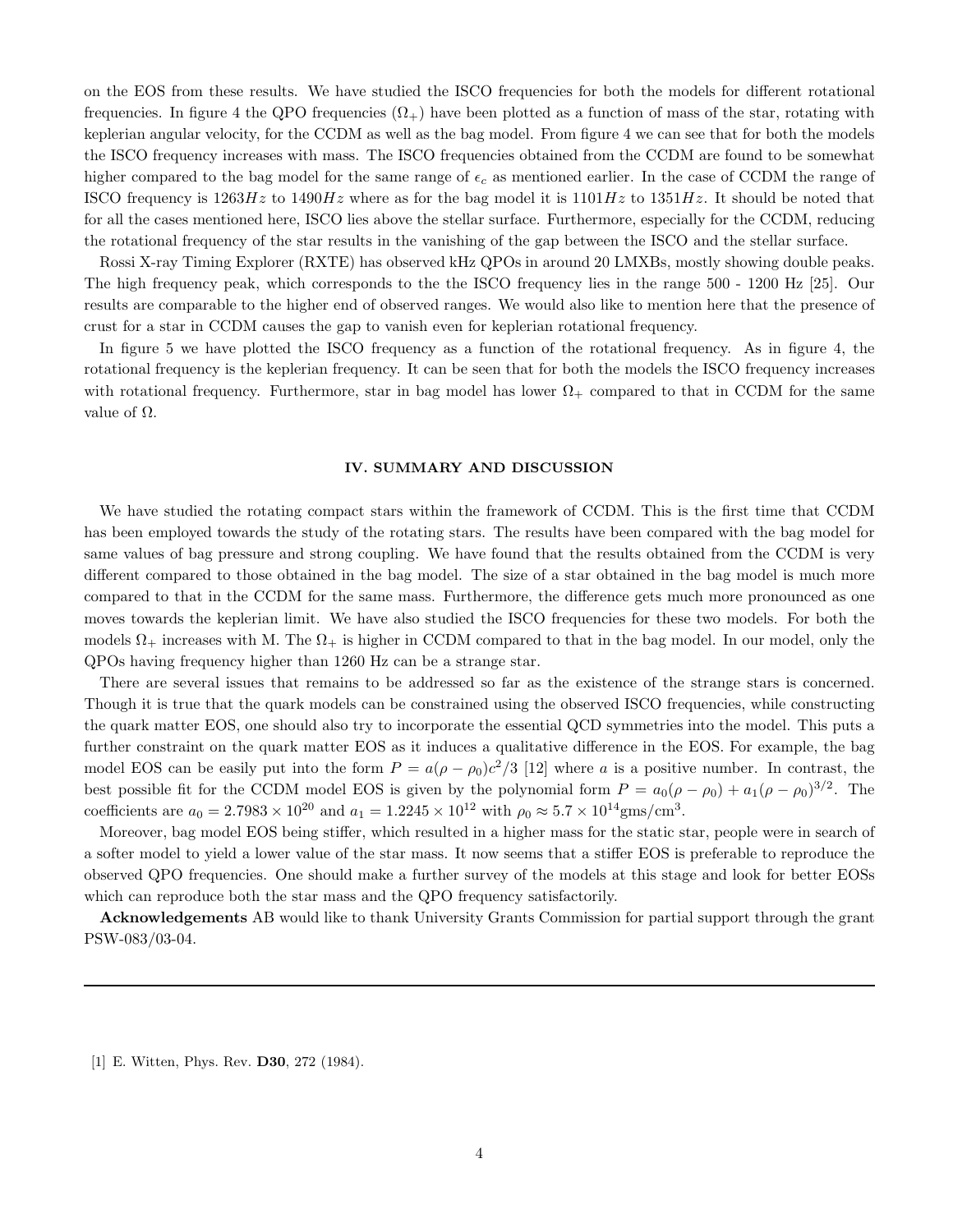on the EOS from these results. We have studied the ISCO frequencies for both the models for different rotational frequencies. In figure 4 the QPO frequencies ($\Omega_+$) have been plotted as a function of mass of the star, rotating with keplerian angular velocity, for the CCDM as well as the bag model. From figure 4 we can see that for both the models the ISCO frequency increases with mass. The ISCO frequencies obtained from the CCDM are found to be somewhat higher compared to the bag model for the same range of $\epsilon_c$ as mentioned earlier. In the case of CCDM the range of ISCO frequency is $1263Hz$ to $1490Hz$ where as for the bag model it is $1101Hz$ to $1351Hz$. It should be noted that for all the cases mentioned here, ISCO lies above the stellar surface. Furthermore, especially for the CCDM, reducing the rotational frequency of the star results in the vanishing of the gap between the ISCO and the stellar surface.

Rossi X-ray Timing Explorer (RXTE) has observed kHz QPOs in around 20 LMXBs, mostly showing double peaks. The high frequency peak, which corresponds to the the ISCO frequency lies in the range 500 - 1200 Hz [25]. Our results are comparable to the higher end of observed ranges. We would also like to mention here that the presence of crust for a star in CCDM causes the gap to vanish even for keplerian rotational frequency.

In figure 5 we have plotted the ISCO frequency as a function of the rotational frequency. As in figure 4, the rotational frequency is the keplerian frequency. It can be seen that for both the models the ISCO frequency increases with rotational frequency. Furthermore, star in bag model has lower $\Omega_+$ compared to that in CCDM for the same value of $\Omega$.

## IV. SUMMARY AND DISCUSSION

We have studied the rotating compact stars within the framework of CCDM. This is the first time that CCDM has been employed towards the study of the rotating stars. The results have been compared with the bag model for same values of bag pressure and strong coupling. We have found that the results obtained from the CCDM is very different compared to those obtained in the bag model. The size of a star obtained in the bag model is much more compared to that in the CCDM for the same mass. Furthermore, the difference gets much more pronounced as one moves towards the keplerian limit. We have also studied the ISCO frequencies for these two models. For both the models $\Omega_+$ increases with M. The $\Omega_+$ is higher in CCDM compared to that in the bag model. In our model, only the QPOs having frequency higher than 1260 Hz can be a strange star.

There are several issues that remains to be addressed so far as the existence of the strange stars is concerned. Though it is true that the quark models can be constrained using the observed ISCO frequencies, while constructing the quark matter EOS, one should also try to incorporate the essential QCD symmetries into the model. This puts a further constraint on the quark matter EOS as it induces a qualitative difference in the EOS. For example, the bag model EOS can be easily put into the form $P = a(\rho - \rho_0)c^2/3$ [12] where $a$ is a positive number. In contrast, the best possible fit for the CCDM model EOS is given by the polynomial form $P = a_0(\rho - \rho_0) + a_1(\rho - \rho_0)^{3/2}$. The coefficients are $a_0 = 2.7983 \times 10^{20}$ and $a_1 = 1.2245 \times 10^{12}$ with $\rho_0 \approx 5.7 \times 10^{14}\text{gms/cm}^3$.

Moreover, bag model EOS being stiffer, which resulted in a higher mass for the static star, people were in search of a softer model to yield a lower value of the star mass. It now seems that a stiffer EOS is preferable to reproduce the observed QPO frequencies. One should make a further survey of the models at this stage and look for better EOSs which can reproduce both the star mass and the QPO frequency satisfactorily.

**Acknowledgements** AB would like to thank University Grants Commission for partial support through the grant PSW-083/03-04.

---

[1] E. Witten, Phys. Rev. **D30**, 272 (1984).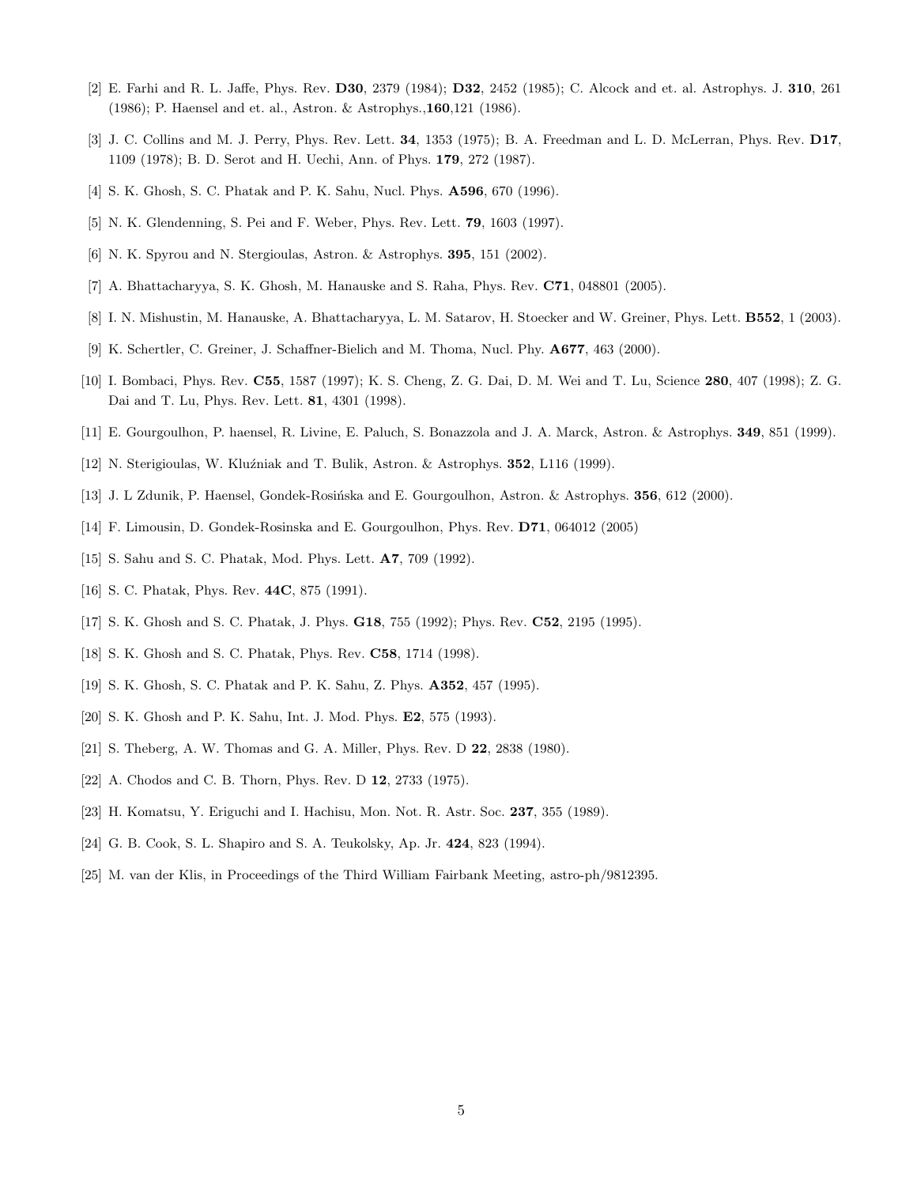[2] E. Farhi and R. L. Jaffe, Phys. Rev. **D30**, 2379 (1984); **D32**, 2452 (1985); C. Alcock and et. al. Astrophys. J. **310**, 261 (1986); P. Haensel and et. al., Astron. & Astrophys.,**160**,121 (1986).

[3] J. C. Collins and M. J. Perry, Phys. Rev. Lett. **34**, 1353 (1975); B. A. Freedman and L. D. McLerran, Phys. Rev. **D17**, 1109 (1978); B. D. Serot and H. Uechi, Ann. of Phys. **179**, 272 (1987).

[4] S. K. Ghosh, S. C. Phatak and P. K. Sahu, Nucl. Phys. **A596**, 670 (1996).

[5] N. K. Glendenning, S. Pei and F. Weber, Phys. Rev. Lett. **79**, 1603 (1997).

[6] N. K. Spyrou and N. Stergioulas, Astron. & Astrophys. **395**, 151 (2002).

[7] A. Bhattacharyya, S. K. Ghosh, M. Hanauske and S. Raha, Phys. Rev. **C71**, 048801 (2005).

[8] I. N. Mishustin, M. Hanauske, A. Bhattacharyya, L. M. Satarov, H. Stoecker and W. Greiner, Phys. Lett. **B552**, 1 (2003).

[9] K. Schertler, C. Greiner, J. Schaffner-Bielich and M. Thoma, Nucl. Phy. **A677**, 463 (2000).

[10] I. Bombaci, Phys. Rev. **C55**, 1587 (1997); K. S. Cheng, Z. G. Dai, D. M. Wei and T. Lu, Science **280**, 407 (1998); Z. G. Dai and T. Lu, Phys. Rev. Lett. **81**, 4301 (1998).

[11] E. Gourgoulhon, P. haensel, R. Livine, E. Paluch, S. Bonazzola and J. A. Marck, Astron. & Astrophys. **349**, 851 (1999).

[12] N. Sterigioulas, W. Kluźniak and T. Bulik, Astron. & Astrophys. **352**, L116 (1999).

[13] J. L Zdunik, P. Haensel, Gondek-Rosińska and E. Gourgoulhon, Astron. & Astrophys. **356**, 612 (2000).

[14] F. Limousin, D. Gondek-Rosinska and E. Gourgoulhon, Phys. Rev. **D71**, 064012 (2005)

[15] S. Sahu and S. C. Phatak, Mod. Phys. Lett. **A7**, 709 (1992).

[16] S. C. Phatak, Phys. Rev. **44C**, 875 (1991).

[17] S. K. Ghosh and S. C. Phatak, J. Phys. **G18**, 755 (1992); Phys. Rev. **C52**, 2195 (1995).

[18] S. K. Ghosh and S. C. Phatak, Phys. Rev. **C58**, 1714 (1998).

[19] S. K. Ghosh, S. C. Phatak and P. K. Sahu, Z. Phys. **A352**, 457 (1995).

[20] S. K. Ghosh and P. K. Sahu, Int. J. Mod. Phys. **E2**, 575 (1993).

[21] S. Theberg, A. W. Thomas and G. A. Miller, Phys. Rev. D **22**, 2838 (1980).

[22] A. Chodos and C. B. Thorn, Phys. Rev. D **12**, 2733 (1975).

[23] H. Komatsu, Y. Eriguchi and I. Hachisu, Mon. Not. R. Astr. Soc. **237**, 355 (1989).

[24] G. B. Cook, S. L. Shapiro and S. A. Teukolsky, Ap. Jr. **424**, 823 (1994).

[25] M. van der Klis, in Proceedings of the Third William Fairbank Meeting, astro-ph/9812395.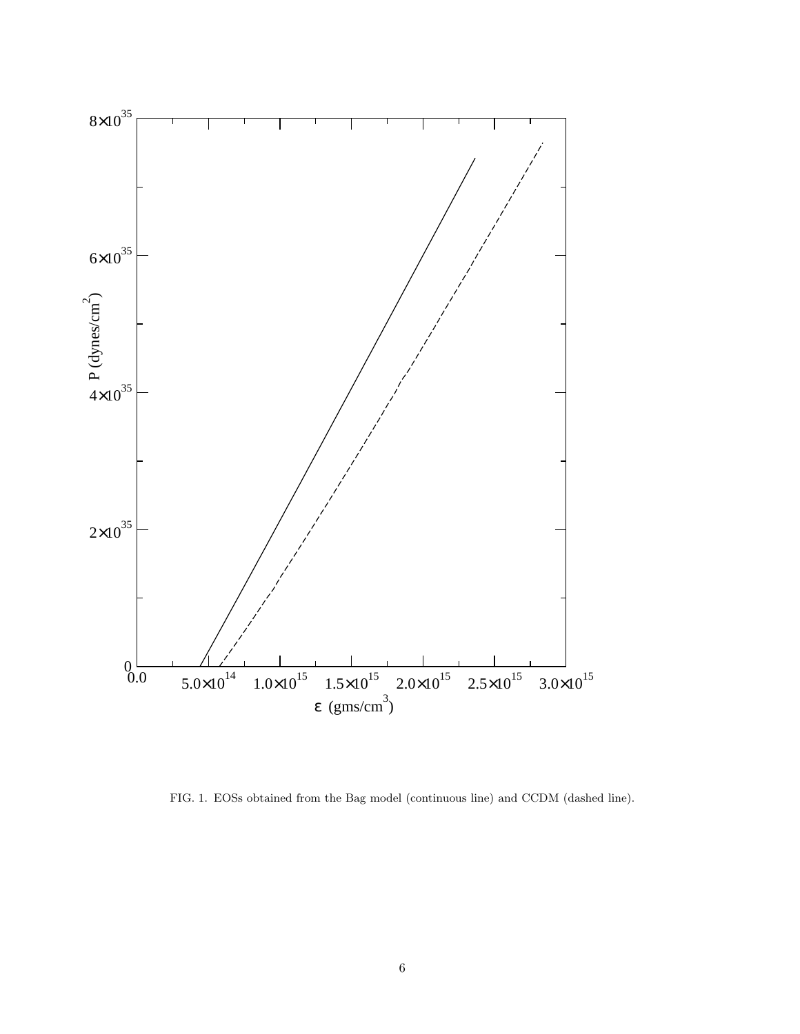FIG. 1. EOSs obtained from the Bag model (continuous line) and CCDM (dashed line).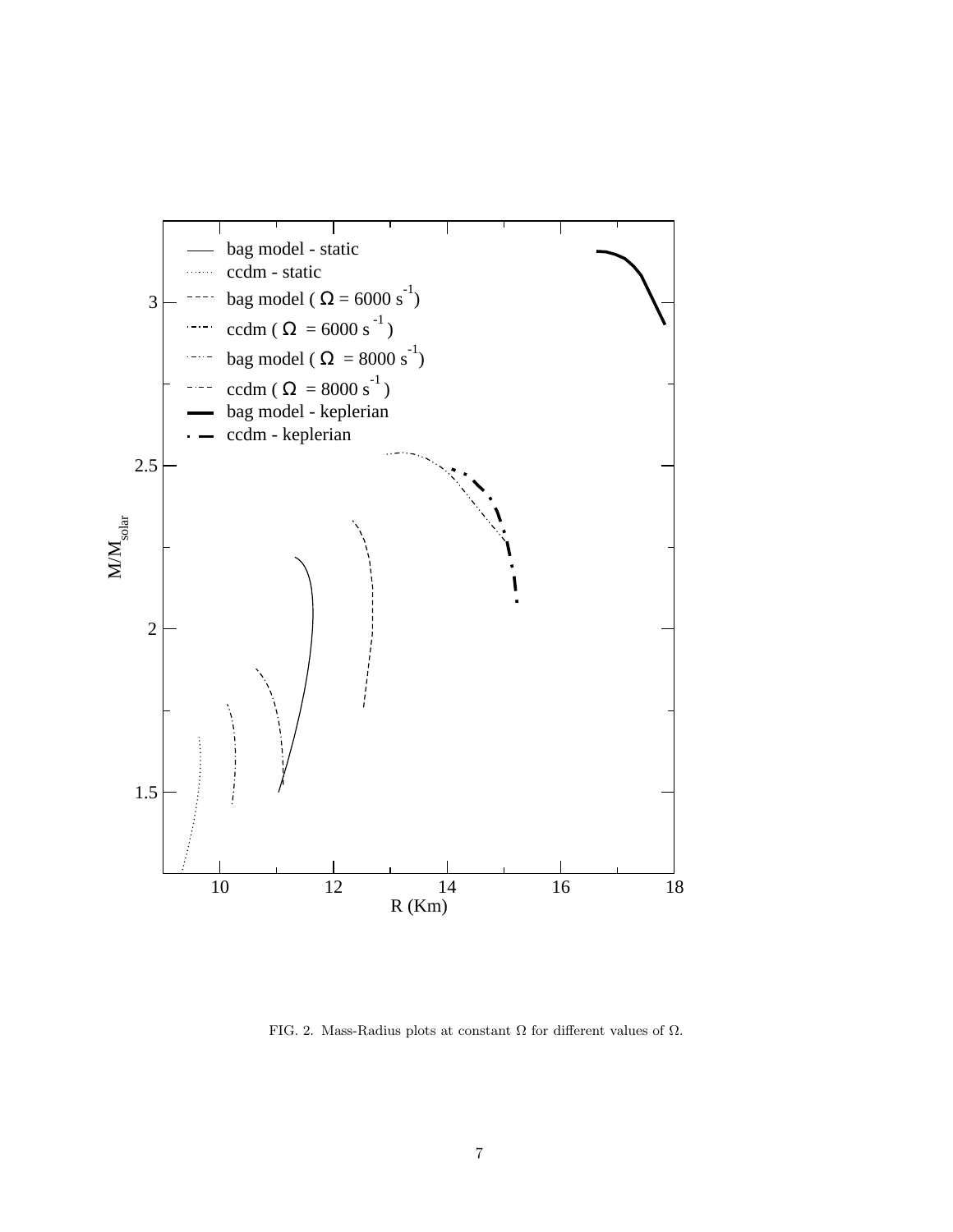FIG. 2. Mass-Radius plots at constant $\Omega$ for different values of $\Omega$.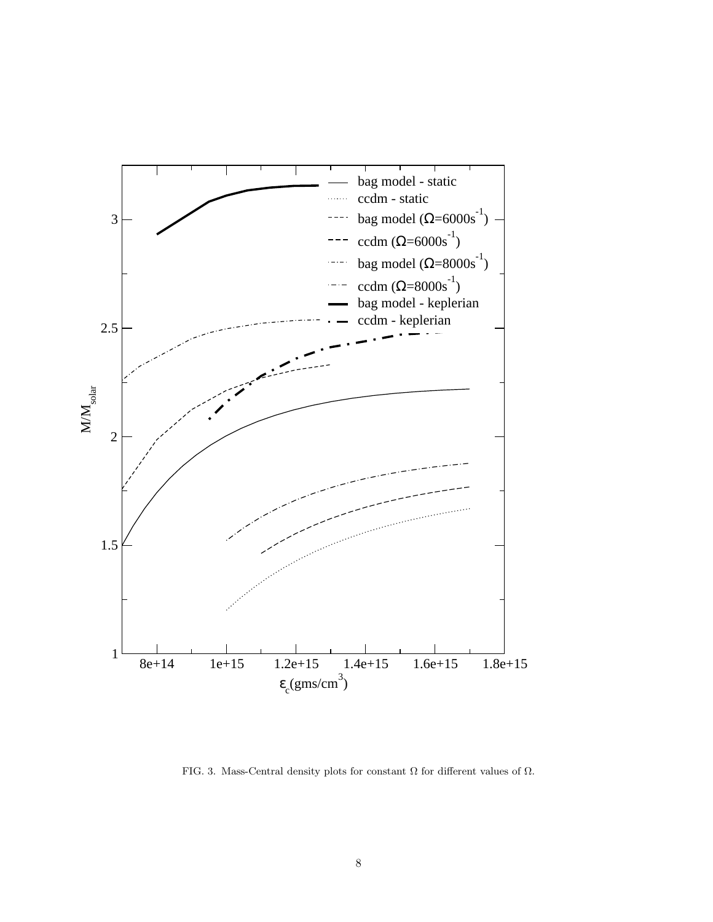FIG. 3. Mass-Central density plots for constant $\Omega$ for different values of $\Omega$.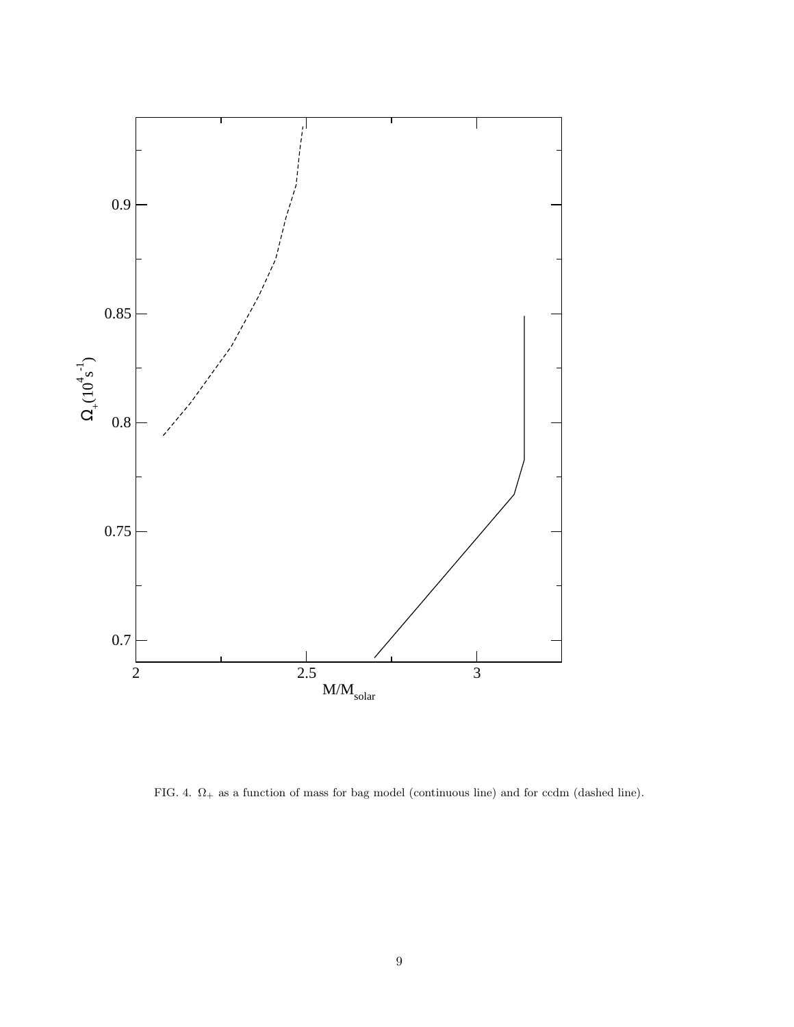FIG. 4. $\Omega_+$ as a function of mass for bag model (continuous line) and for ccdm (dashed line).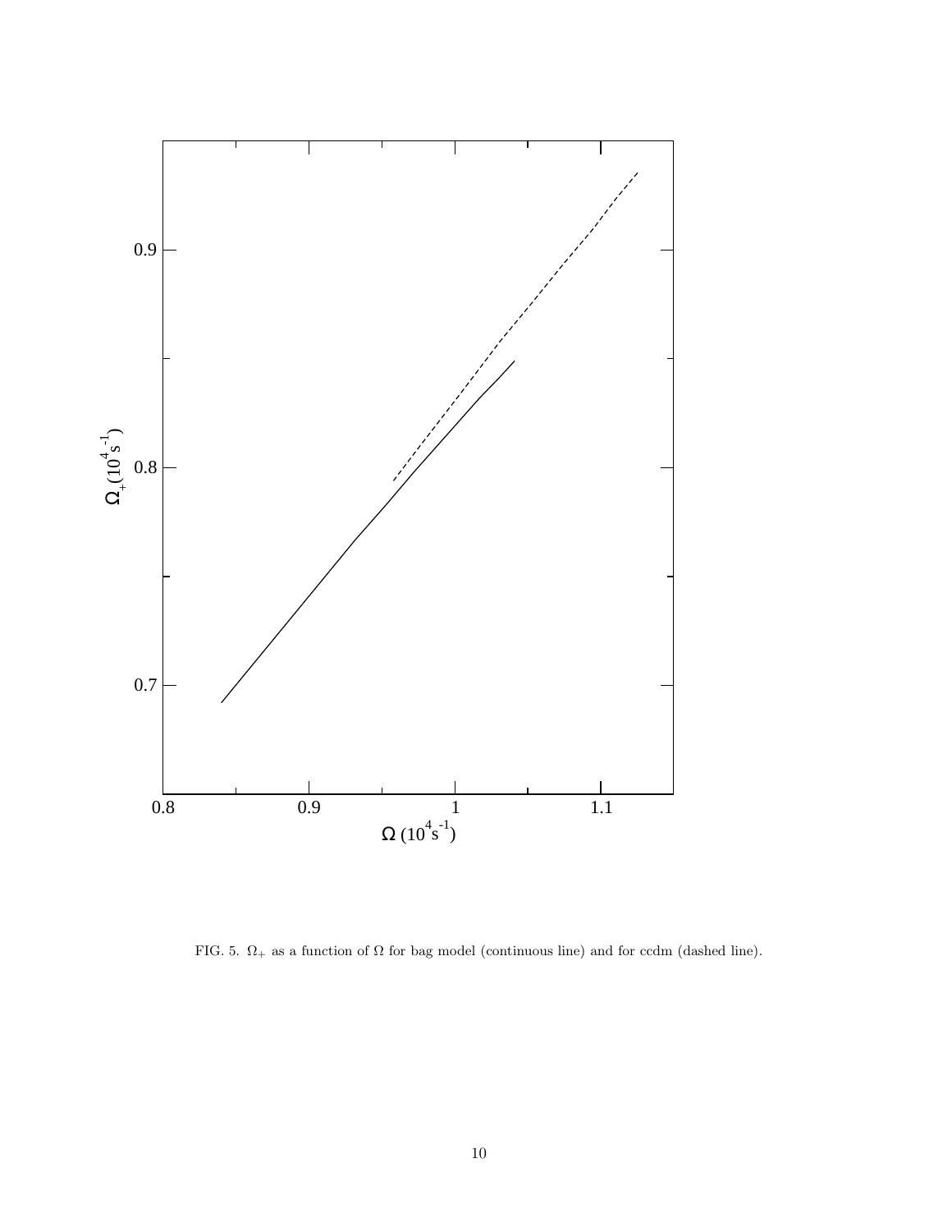0.9

0.8

0.7

0.8

0.9

1

1.1

$\Omega_+ (10^4 s^{-1})$

$\Omega\ (10^4 s^{-1})$

FIG. 5. $\Omega_+$ as a function of $\Omega$ for bag model (continuous line) and for ccdm (dashed line).